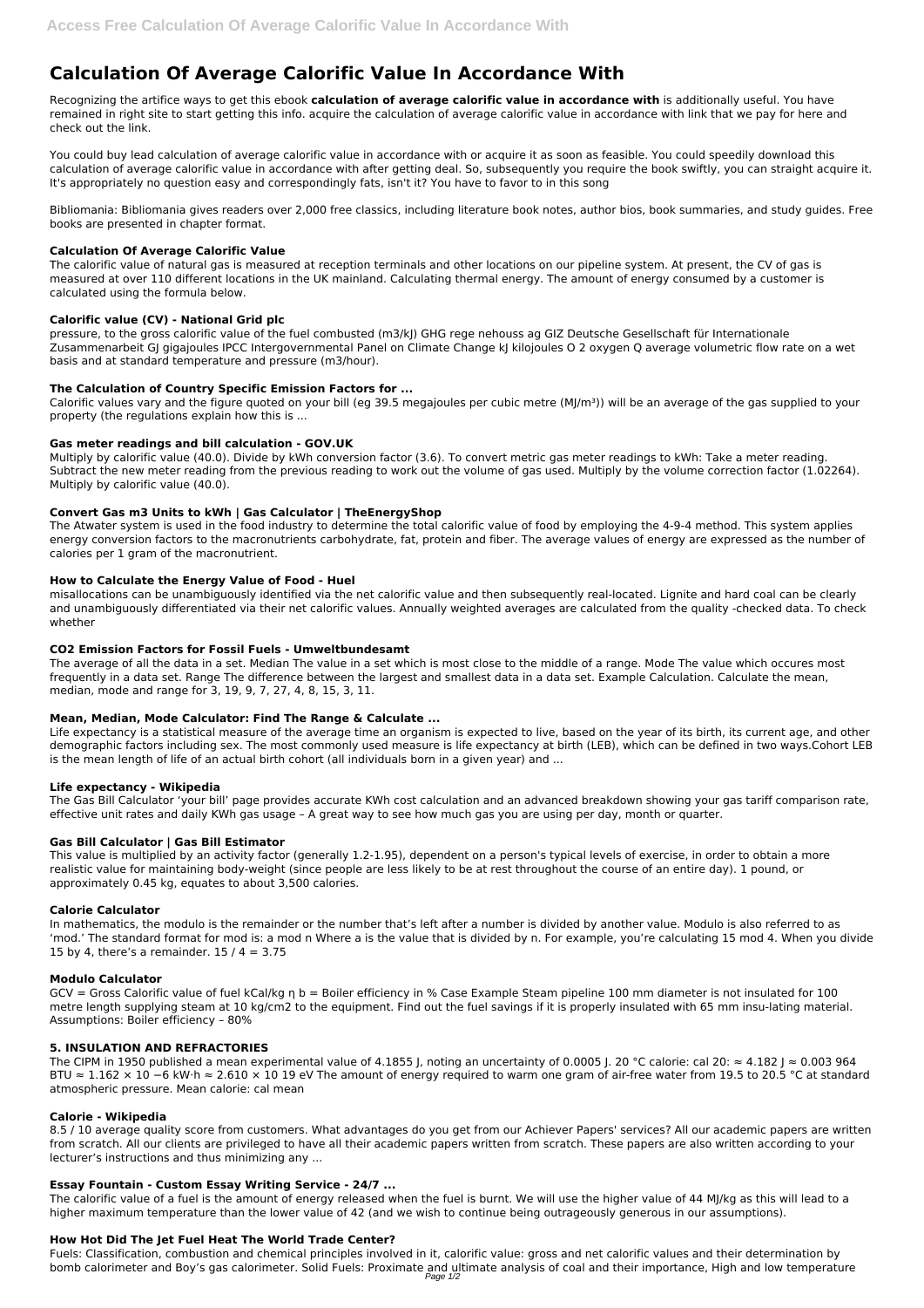# Calculation Of Average Calorific Value In Accordance With

Recognizing the artifice ways to get this ebook **calculation of average calorific value in accordance with** is additionally useful. You have remained in right site to start getting this info. acquire the calculation of average calorific value in accordance with link that we pay for here and check out the link.

You could buy lead calculation of average calorific value in accordance with or acquire it as soon as feasible. You could speedily download this calculation of average calorific value in accordance with after getting deal. So, subsequently you require the book swiftly, you can straight acquire it. It's appropriately no question easy and correspondingly fats, isn't it? You have to favor to in this song

Bibliomania: Bibliomania gives readers over 2,000 free classics, including literature book notes, author bios, book summaries, and study guides. Free books are presented in chapter format.

### Calculation Of Average Calorific Value

The calorific value of natural gas is measured at reception terminals and other locations on our pipeline system. At present, the CV of gas is measured at over 110 different locations in the UK mainland. Calculating thermal energy. The amount of energy consumed by a customer is calculated using the formula below.

### Calorific value (CV) - National Grid plc

pressure, to the gross calorific value of the fuel combusted (m3/kJ) GHG rege nehouss ag GIZ Deutsche Gesellschaft für Internationale Zusammenarbeit GJ gigajoules IPCC Intergovernmental Panel on Climate Change kJ kilojoules O 2 oxygen Q average volumetric flow rate on a wet basis and at standard temperature and pressure (m3/hour).

### The Calculation of Country Specific Emission Factors for ...

Calorific values vary and the figure quoted on your bill (eg 39.5 megajoules per cubic metre ($MJ/m^3$)) will be an average of the gas supplied to your property (the regulations explain how this is ...

### Gas meter readings and bill calculation - GOV.UK

Multiply by calorific value (40.0). Divide by kWh conversion factor (3.6). To convert metric gas meter readings to kWh: Take a meter reading. Subtract the new meter reading from the previous reading to work out the volume of gas used. Multiply by the volume correction factor (1.02264). Multiply by calorific value (40.0).

### Convert Gas m3 Units to kWh | Gas Calculator | TheEnergyShop

The Atwater system is used in the food industry to determine the total calorific value of food by employing the 4-9-4 method. This system applies energy conversion factors to the macronutrients carbohydrate, fat, protein and fiber. The average values of energy are expressed as the number of calories per 1 gram of the macronutrient.

### How to Calculate the Energy Value of Food - Huel

misallocations can be unambiguously identified via the net calorific value and then subsequently real-located. Lignite and hard coal can be clearly and unambiguously differentiated via their net calorific values. Annually weighted averages are calculated from the quality -checked data. To check whether

### CO2 Emission Factors for Fossil Fuels - Umweltbundesamt

The average of all the data in a set. Median The value in a set which is most close to the middle of a range. Mode The value which occures most frequently in a data set. Range The difference between the largest and smallest data in a data set. Example Calculation. Calculate the mean, median, mode and range for 3, 19, 9, 7, 27, 4, 8, 15, 3, 11.

### Mean, Median, Mode Calculator: Find The Range & Calculate ...

Life expectancy is a statistical measure of the average time an organism is expected to live, based on the year of its birth, its current age, and other demographic factors including sex. The most commonly used measure is life expectancy at birth (LEB), which can be defined in two ways.Cohort LEB is the mean length of life of an actual birth cohort (all individuals born in a given year) and ...

### Life expectancy - Wikipedia

The Gas Bill Calculator 'your bill' page provides accurate KWh cost calculation and an advanced breakdown showing your gas tariff comparison rate, effective unit rates and daily KWh gas usage – A great way to see how much gas you are using per day, month or quarter.

### Gas Bill Calculator | Gas Bill Estimator

This value is multiplied by an activity factor (generally 1.2-1.95), dependent on a person's typical levels of exercise, in order to obtain a more realistic value for maintaining body-weight (since people are less likely to be at rest throughout the course of an entire day). 1 pound, or approximately 0.45 kg, equates to about 3,500 calories.

### Calorie Calculator

In mathematics, the modulo is the remainder or the number that's left after a number is divided by another value. Modulo is also referred to as 'mod.' The standard format for mod is: a mod n Where a is the value that is divided by n. For example, you're calculating 15 mod 4. When you divide 15 by 4, there's a remainder. 15 / 4 = 3.75

### Modulo Calculator

GCV = Gross Calorific value of fuel kCal/kg η b = Boiler efficiency in % Case Example Steam pipeline 100 mm diameter is not insulated for 100 metre length supplying steam at 10 kg/cm2 to the equipment. Find out the fuel savings if it is properly insulated with 65 mm insu-lating material. Assumptions: Boiler efficiency – 80%

### 5. INSULATION AND REFRACTORIES

The CIPM in 1950 published a mean experimental value of 4.1855 J, noting an uncertainty of 0.0005 J. 20 °C calorie: cal 20: ≈ 4.182 J ≈ 0.003 964 BTU ≈ $1.162 \times 10^{-6}$ kW·h ≈ $2.610 \times 10^{19}$ eV The amount of energy required to warm one gram of air-free water from 19.5 to 20.5 °C at standard atmospheric pressure. Mean calorie: cal mean

### Calorie - Wikipedia

8.5 / 10 average quality score from customers. What advantages do you get from our Achiever Papers' services? All our academic papers are written from scratch. All our clients are privileged to have all their academic papers written from scratch. These papers are also written according to your lecturer's instructions and thus minimizing any ...

### Essay Fountain - Custom Essay Writing Service - 24/7 ...

The calorific value of a fuel is the amount of energy released when the fuel is burnt. We will use the higher value of 44 MJ/kg as this will lead to a higher maximum temperature than the lower value of 42 (and we wish to continue being outrageously generous in our assumptions).

### How Hot Did The Jet Fuel Heat The World Trade Center?

Fuels: Classification, combustion and chemical principles involved in it, calorific value: gross and net calorific values and their determination by bomb calorimeter and Boy's gas calorimeter. Solid Fuels: Proximate and ultimate analysis of coal and their importance, High and low temperature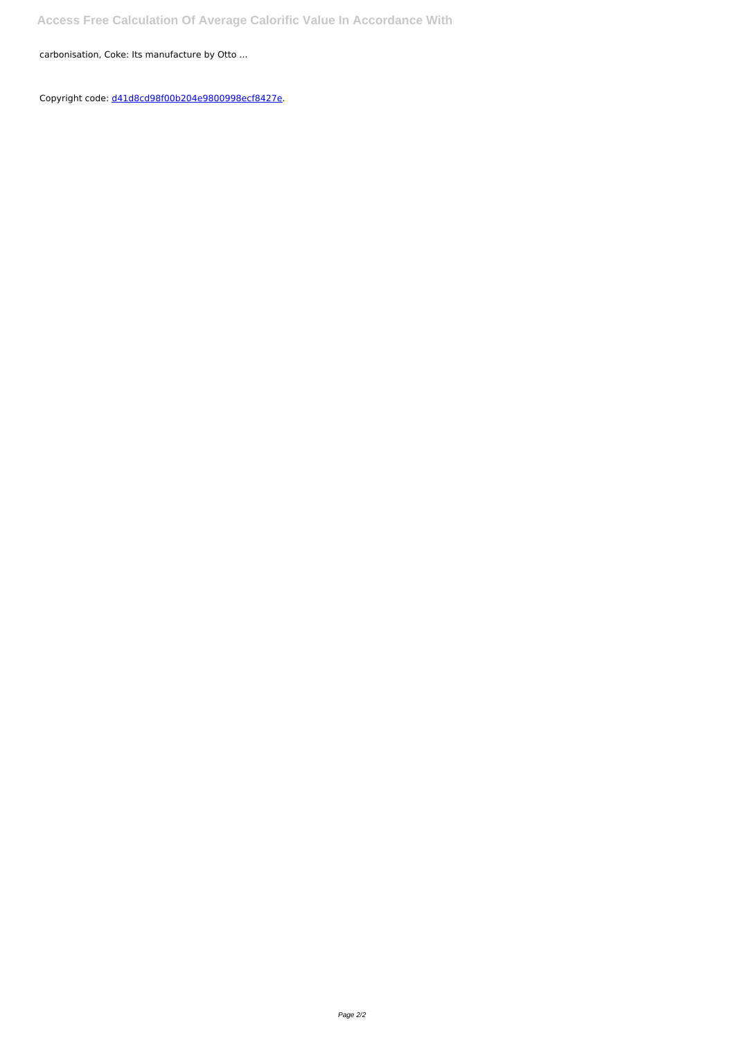carbonisation, Coke: Its manufacture by Otto ...

Copyright code: [d41d8cd98f00b204e9800998ecf8427e](d41d8cd98f00b204e9800998ecf8427e).